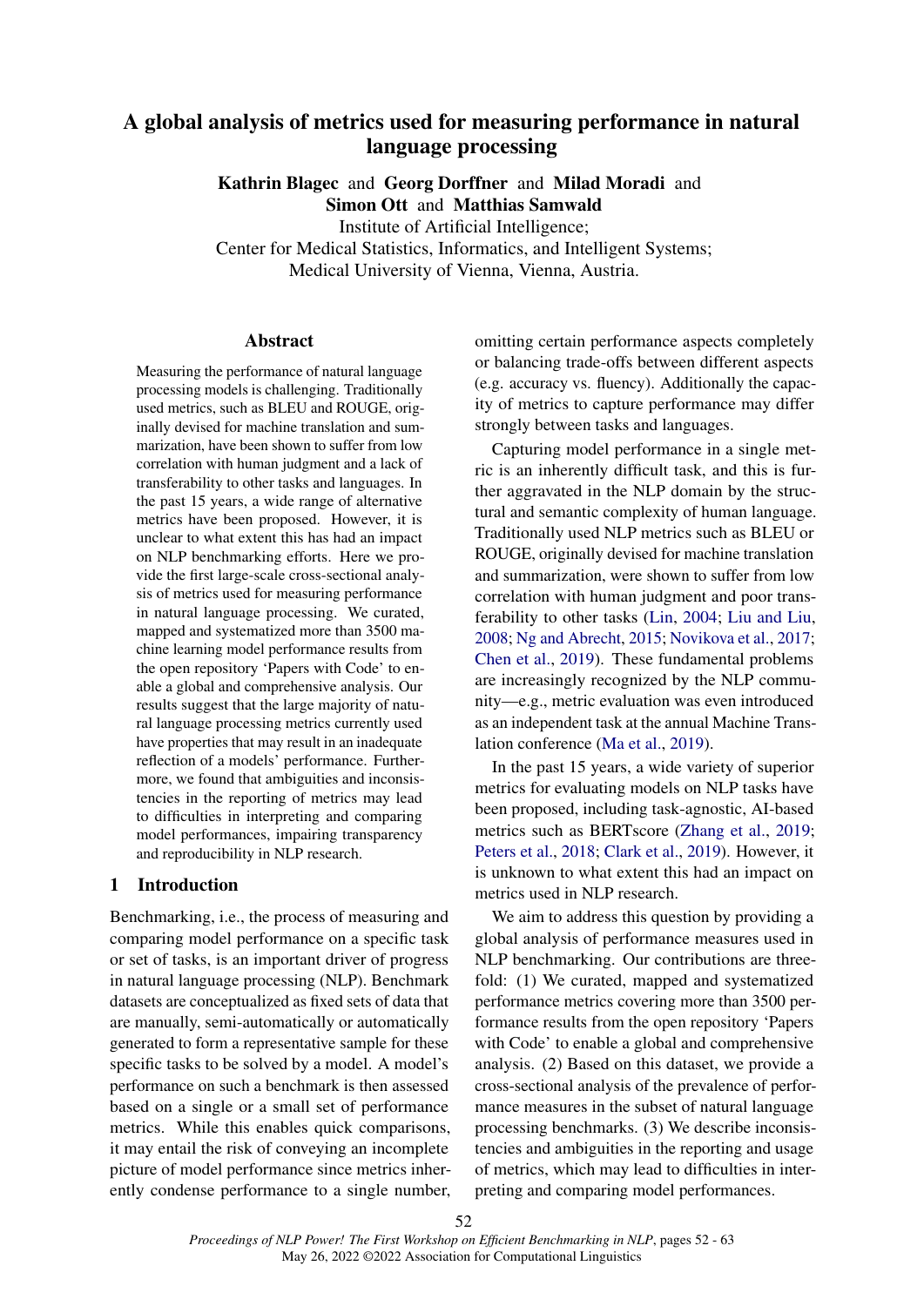# A global analysis of metrics used for measuring performance in natural language processing

**Kathrin Blagec** and **Georg Dorffner** and **Milad Moradi** and **Simon Ott** and **Matthias Samwald**

Institute of Artificial Intelligence;
Center for Medical Statistics, Informatics, and Intelligent Systems;
Medical University of Vienna, Vienna, Austria.

## Abstract

Measuring the performance of natural language processing models is challenging. Traditionally used metrics, such as BLEU and ROUGE, originally devised for machine translation and summarization, have been shown to suffer from low correlation with human judgment and a lack of transferability to other tasks and languages. In the past 15 years, a wide range of alternative metrics have been proposed. However, it is unclear to what extent this has had an impact on NLP benchmarking efforts. Here we provide the first large-scale cross-sectional analysis of metrics used for measuring performance in natural language processing. We curated, mapped and systematized more than 3500 machine learning model performance results from the open repository 'Papers with Code' to enable a global and comprehensive analysis. Our results suggest that the large majority of natural language processing metrics currently used have properties that may result in an inadequate reflection of a models' performance. Furthermore, we found that ambiguities and inconsistencies in the reporting of metrics may lead to difficulties in interpreting and comparing model performances, impairing transparency and reproducibility in NLP research.

## 1 Introduction

Benchmarking, i.e., the process of measuring and comparing model performance on a specific task or set of tasks, is an important driver of progress in natural language processing (NLP). Benchmark datasets are conceptualized as fixed sets of data that are manually, semi-automatically or automatically generated to form a representative sample for these specific tasks to be solved by a model. A model's performance on such a benchmark is then assessed based on a single or a small set of performance metrics. While this enables quick comparisons, it may entail the risk of conveying an incomplete picture of model performance since metrics inherently condense performance to a single number, omitting certain performance aspects completely or balancing trade-offs between different aspects (e.g. accuracy vs. fluency). Additionally the capacity of metrics to capture performance may differ strongly between tasks and languages.

Capturing model performance in a single metric is an inherently difficult task, and this is further aggravated in the NLP domain by the structural and semantic complexity of human language. Traditionally used NLP metrics such as BLEU or ROUGE, originally devised for machine translation and summarization, were shown to suffer from low correlation with human judgment and poor transferability to other tasks (Lin, 2004; Liu and Liu, 2008; Ng and Abrecht, 2015; Novikova et al., 2017; Chen et al., 2019). These fundamental problems are increasingly recognized by the NLP community—e.g., metric evaluation was even introduced as an independent task at the annual Machine Translation conference (Ma et al., 2019).

In the past 15 years, a wide variety of superior metrics for evaluating models on NLP tasks have been proposed, including task-agnostic, AI-based metrics such as BERTscore (Zhang et al., 2019; Peters et al., 2018; Clark et al., 2019). However, it is unknown to what extent this had an impact on metrics used in NLP research.

We aim to address this question by providing a global analysis of performance measures used in NLP benchmarking. Our contributions are threefold: (1) We curated, mapped and systematized performance metrics covering more than 3500 performance results from the open repository 'Papers with Code' to enable a global and comprehensive analysis. (2) Based on this dataset, we provide a cross-sectional analysis of the prevalence of performance measures in the subset of natural language processing benchmarks. (3) We describe inconsistencies and ambiguities in the reporting and usage of metrics, which may lead to difficulties in interpreting and comparing model performances.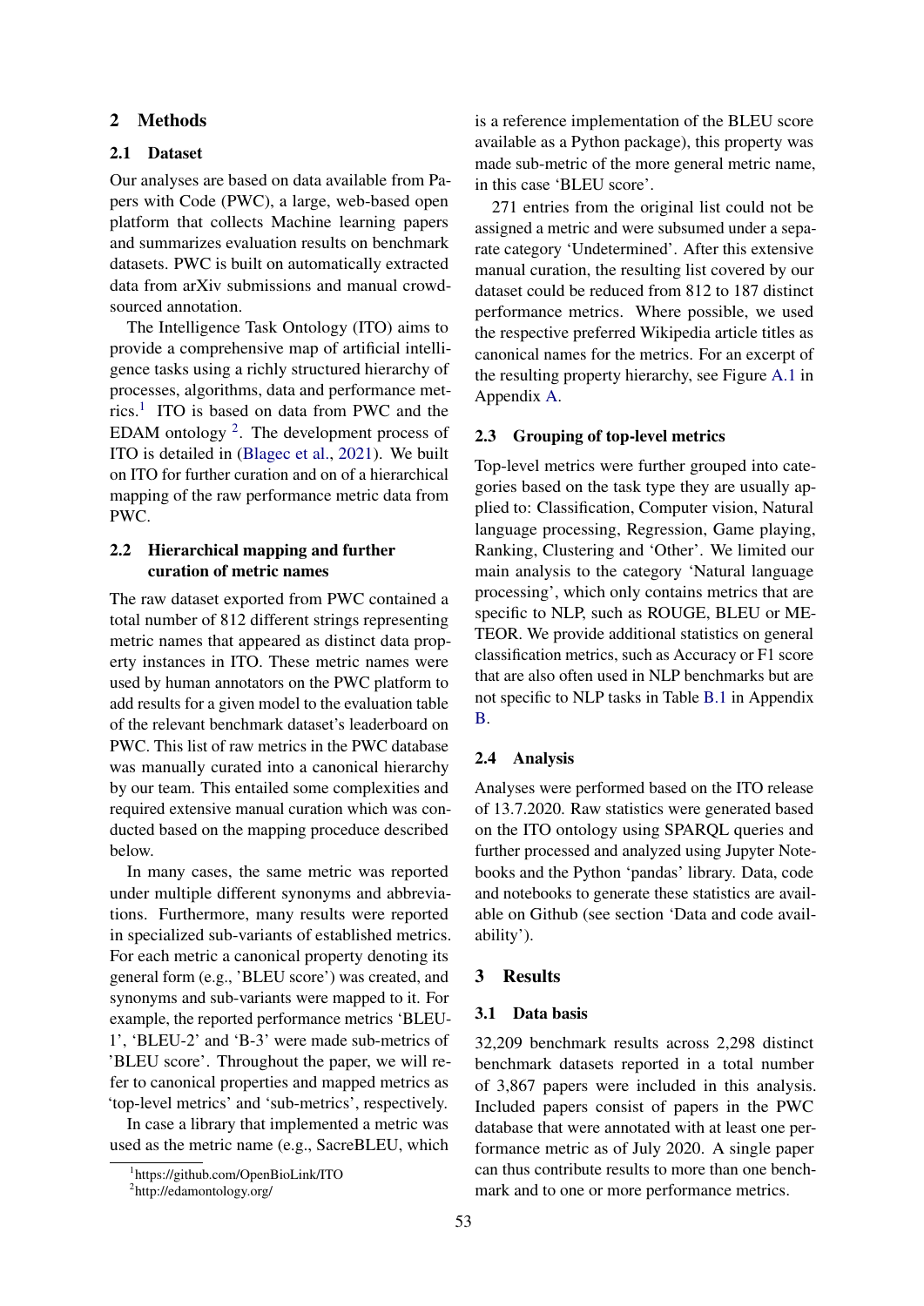## 2 Methods

### 2.1 Dataset

Our analyses are based on data available from Papers with Code (PWC), a large, web-based open platform that collects Machine learning papers and summarizes evaluation results on benchmark datasets. PWC is built on automatically extracted data from arXiv submissions and manual crowd-sourced annotation.

The Intelligence Task Ontology (ITO) aims to provide a comprehensive map of artificial intelligence tasks using a richly structured hierarchy of processes, algorithms, data and performance metrics.[1] ITO is based on data from PWC and the EDAM ontology [2]. The development process of ITO is detailed in (Blagec et al., 2021). We built on ITO for further curation and on of a hierarchical mapping of the raw performance metric data from PWC.

### 2.2 Hierarchical mapping and further curation of metric names

The raw dataset exported from PWC contained a total number of 812 different strings representing metric names that appeared as distinct data property instances in ITO. These metric names were used by human annotators on the PWC platform to add results for a given model to the evaluation table of the relevant benchmark dataset's leaderboard on PWC. This list of raw metrics in the PWC database was manually curated into a canonical hierarchy by our team. This entailed some complexities and required extensive manual curation which was conducted based on the mapping proceduce described below.

In many cases, the same metric was reported under multiple different synonyms and abbreviations. Furthermore, many results were reported in specialized sub-variants of established metrics. For each metric a canonical property denoting its general form (e.g., 'BLEU score') was created, and synonyms and sub-variants were mapped to it. For example, the reported performance metrics 'BLEU-1', 'BLEU-2' and 'B-3' were made sub-metrics of 'BLEU score'. Throughout the paper, we will refer to canonical properties and mapped metrics as 'top-level metrics' and 'sub-metrics', respectively.

In case a library that implemented a metric was used as the metric name (e.g., SacreBLEU, which is a reference implementation of the BLEU score available as a Python package), this property was made sub-metric of the more general metric name, in this case 'BLEU score'.

271 entries from the original list could not be assigned a metric and were subsumed under a separate category 'Undetermined'. After this extensive manual curation, the resulting list covered by our dataset could be reduced from 812 to 187 distinct performance metrics. Where possible, we used the respective preferred Wikipedia article titles as canonical names for the metrics. For an excerpt of the resulting property hierarchy, see Figure A.1 in Appendix A.

### 2.3 Grouping of top-level metrics

Top-level metrics were further grouped into categories based on the task type they are usually applied to: Classification, Computer vision, Natural language processing, Regression, Game playing, Ranking, Clustering and 'Other'. We limited our main analysis to the category 'Natural language processing', which only contains metrics that are specific to NLP, such as ROUGE, BLEU or METEOR. We provide additional statistics on general classification metrics, such as Accuracy or F1 score that are also often used in NLP benchmarks but are not specific to NLP tasks in Table B.1 in Appendix B.

### 2.4 Analysis

Analyses were performed based on the ITO release of 13.7.2020. Raw statistics were generated based on the ITO ontology using SPARQL queries and further processed and analyzed using Jupyter Notebooks and the Python 'pandas' library. Data, code and notebooks to generate these statistics are available on Github (see section 'Data and code availability').

## 3 Results

### 3.1 Data basis

32,209 benchmark results across 2,298 distinct benchmark datasets reported in a total number of 3,867 papers were included in this analysis. Included papers consist of papers in the PWC database that were annotated with at least one performance metric as of July 2020. A single paper can thus contribute results to more than one benchmark and to one or more performance metrics.

[1] https://github.com/OpenBioLink/ITO

[2] http://edamontology.org/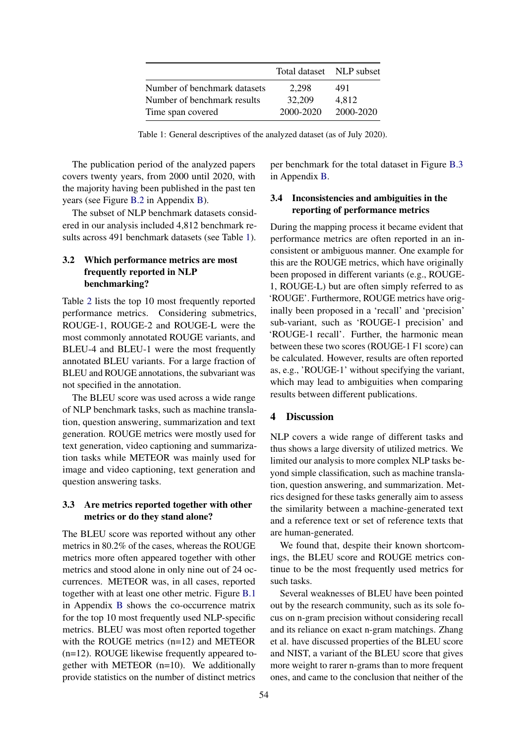| | Total dataset | NLP subset |
|---|---|---|
| Number of benchmark datasets | 2,298 | 491 |
| Number of benchmark results | 32,209 | 4,812 |
| Time span covered | 2000-2020 | 2000-2020 |

Table 1: General descriptives of the analyzed dataset (as of July 2020).

The publication period of the analyzed papers covers twenty years, from 2000 until 2020, with the majority having been published in the past ten years (see Figure B.2 in Appendix B).

The subset of NLP benchmark datasets considered in our analysis included 4,812 benchmark results across 491 benchmark datasets (see Table 1).

### 3.2 Which performance metrics are most frequently reported in NLP benchmarking?

Table 2 lists the top 10 most frequently reported performance metrics. Considering submetrics, ROUGE-1, ROUGE-2 and ROUGE-L were the most commonly annotated ROUGE variants, and BLEU-4 and BLEU-1 were the most frequently annotated BLEU variants. For a large fraction of BLEU and ROUGE annotations, the subvariant was not specified in the annotation.

The BLEU score was used across a wide range of NLP benchmark tasks, such as machine translation, question answering, summarization and text generation. ROUGE metrics were mostly used for text generation, video captioning and summarization tasks while METEOR was mainly used for image and video captioning, text generation and question answering tasks.

### 3.3 Are metrics reported together with other metrics or do they stand alone?

The BLEU score was reported without any other metrics in 80.2% of the cases, whereas the ROUGE metrics more often appeared together with other metrics and stood alone in only nine out of 24 occurrences. METEOR was, in all cases, reported together with at least one other metric. Figure B.1 in Appendix B shows the co-occurrence matrix for the top 10 most frequently used NLP-specific metrics. BLEU was most often reported together with the ROUGE metrics (n=12) and METEOR (n=12). ROUGE likewise frequently appeared together with METEOR (n=10). We additionally provide statistics on the number of distinct metrics per benchmark for the total dataset in Figure B.3 in Appendix B.

### 3.4 Inconsistencies and ambiguities in the reporting of performance metrics

During the mapping process it became evident that performance metrics are often reported in an inconsistent or ambiguous manner. One example for this are the ROUGE metrics, which have originally been proposed in different variants (e.g., ROUGE-1, ROUGE-L) but are often simply referred to as 'ROUGE'. Furthermore, ROUGE metrics have originally been proposed in a 'recall' and 'precision' sub-variant, such as 'ROUGE-1 precision' and 'ROUGE-1 recall'. Further, the harmonic mean between these two scores (ROUGE-1 F1 score) can be calculated. However, results are often reported as, e.g., 'ROUGE-1' without specifying the variant, which may lead to ambiguities when comparing results between different publications.

## 4 Discussion

NLP covers a wide range of different tasks and thus shows a large diversity of utilized metrics. We limited our analysis to more complex NLP tasks beyond simple classification, such as machine translation, question answering, and summarization. Metrics designed for these tasks generally aim to assess the similarity between a machine-generated text and a reference text or set of reference texts that are human-generated.

We found that, despite their known shortcomings, the BLEU score and ROUGE metrics continue to be the most frequently used metrics for such tasks.

Several weaknesses of BLEU have been pointed out by the research community, such as its sole focus on n-gram precision without considering recall and its reliance on exact n-gram matchings. Zhang et al. have discussed properties of the BLEU score and NIST, a variant of the BLEU score that gives more weight to rarer n-grams than to more frequent ones, and came to the conclusion that neither of the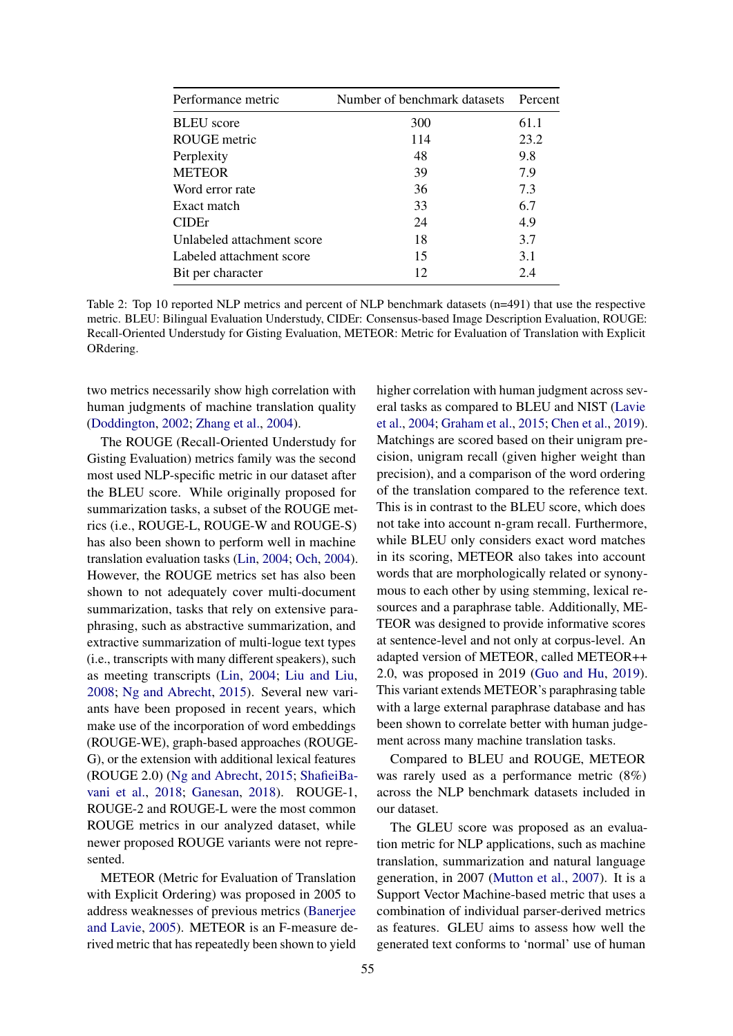| Performance metric | Number of benchmark datasets | Percent |
|---|---|---|
| BLEU score | 300 | 61.1 |
| ROUGE metric | 114 | 23.2 |
| Perplexity | 48 | 9.8 |
| METEOR | 39 | 7.9 |
| Word error rate | 36 | 7.3 |
| Exact match | 33 | 6.7 |
| CIDEr | 24 | 4.9 |
| Unlabeled attachment score | 18 | 3.7 |
| Labeled attachment score | 15 | 3.1 |
| Bit per character | 12 | 2.4 |

Table 2: Top 10 reported NLP metrics and percent of NLP benchmark datasets (n=491) that use the respective metric. BLEU: Bilingual Evaluation Understudy, CIDEr: Consensus-based Image Description Evaluation, ROUGE: Recall-Oriented Understudy for Gisting Evaluation, METEOR: Metric for Evaluation of Translation with Explicit ORdering.

two metrics necessarily show high correlation with human judgments of machine translation quality (Doddington, 2002; Zhang et al., 2004).

The ROUGE (Recall-Oriented Understudy for Gisting Evaluation) metrics family was the second most used NLP-specific metric in our dataset after the BLEU score. While originally proposed for summarization tasks, a subset of the ROUGE metrics (i.e., ROUGE-L, ROUGE-W and ROUGE-S) has also been shown to perform well in machine translation evaluation tasks (Lin, 2004; Och, 2004). However, the ROUGE metrics set has also been shown to not adequately cover multi-document summarization, tasks that rely on extensive paraphrasing, such as abstractive summarization, and extractive summarization of multi-logue text types (i.e., transcripts with many different speakers), such as meeting transcripts (Lin, 2004; Liu and Liu, 2008; Ng and Abrecht, 2015). Several new variants have been proposed in recent years, which make use of the incorporation of word embeddings (ROUGE-WE), graph-based approaches (ROUGE-G), or the extension with additional lexical features (ROUGE 2.0) (Ng and Abrecht, 2015; ShafieiBavani et al., 2018; Ganesan, 2018). ROUGE-1, ROUGE-2 and ROUGE-L were the most common ROUGE metrics in our analyzed dataset, while newer proposed ROUGE variants were not represented.

METEOR (Metric for Evaluation of Translation with Explicit Ordering) was proposed in 2005 to address weaknesses of previous metrics (Banerjee and Lavie, 2005). METEOR is an F-measure derived metric that has repeatedly been shown to yield higher correlation with human judgment across several tasks as compared to BLEU and NIST (Lavie et al., 2004; Graham et al., 2015; Chen et al., 2019). Matchings are scored based on their unigram precision, unigram recall (given higher weight than precision), and a comparison of the word ordering of the translation compared to the reference text. This is in contrast to the BLEU score, which does not take into account n-gram recall. Furthermore, while BLEU only considers exact word matches in its scoring, METEOR also takes into account words that are morphologically related or synonymous to each other by using stemming, lexical resources and a paraphrase table. Additionally, METEOR was designed to provide informative scores at sentence-level and not only at corpus-level. An adapted version of METEOR, called METEOR++ 2.0, was proposed in 2019 (Guo and Hu, 2019). This variant extends METEOR's paraphrasing table with a large external paraphrase database and has been shown to correlate better with human judgement across many machine translation tasks.

Compared to BLEU and ROUGE, METEOR was rarely used as a performance metric (8%) across the NLP benchmark datasets included in our dataset.

The GLEU score was proposed as an evaluation metric for NLP applications, such as machine translation, summarization and natural language generation, in 2007 (Mutton et al., 2007). It is a Support Vector Machine-based metric that uses a combination of individual parser-derived metrics as features. GLEU aims to assess how well the generated text conforms to 'normal' use of human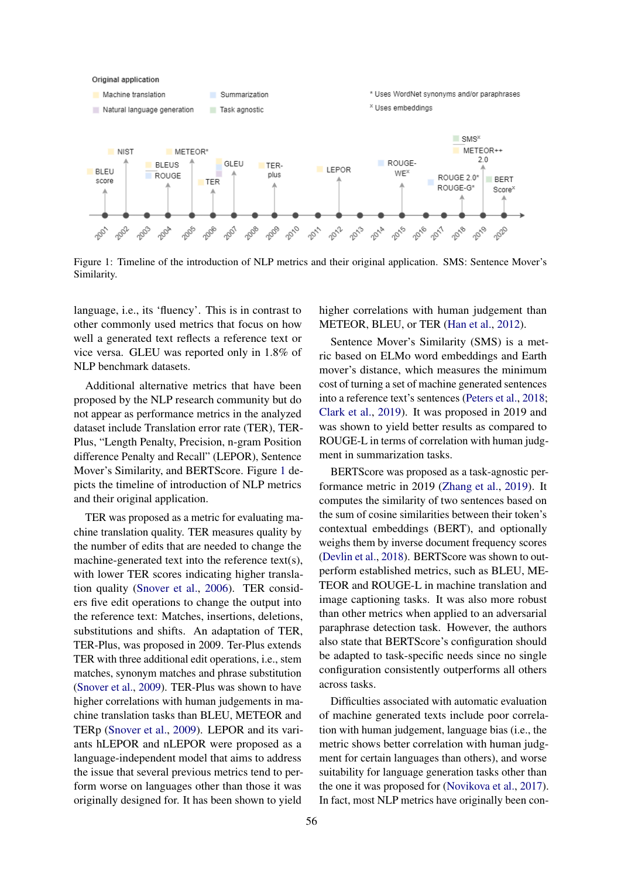Original application

Machine translation

Summarization

Natural language generation

Task agnostic

* Uses WordNet synonyms and/or paraphrases

ˣ Uses embeddings

BLEU score

NIST

BLEUS

ROUGE

METEOR*

TER

GLEU

TER-plus

LEPOR

ROUGE-WEˣ

ROUGE 2.0*

ROUGE-G*

SMSˣ

METEOR++ 2.0

BERT Scoreˣ

2001 2002 2003 2004 2005 2006 2007 2008 2009 2010 2011 2012 2013 2014 2015 2016 2017 2018 2019 2020

Figure 1: Timeline of the introduction of NLP metrics and their original application. SMS: Sentence Mover's Similarity.

language, i.e., its 'fluency'. This is in contrast to other commonly used metrics that focus on how well a generated text reflects a reference text or vice versa. GLEU was reported only in 1.8% of NLP benchmark datasets.

Additional alternative metrics that have been proposed by the NLP research community but do not appear as performance metrics in the analyzed dataset include Translation error rate (TER), TER-Plus, "Length Penalty, Precision, n-gram Position difference Penalty and Recall" (LEPOR), Sentence Mover's Similarity, and BERTScore. Figure 1 depicts the timeline of introduction of NLP metrics and their original application.

TER was proposed as a metric for evaluating machine translation quality. TER measures quality by the number of edits that are needed to change the machine-generated text into the reference text(s), with lower TER scores indicating higher translation quality (Snover et al., 2006). TER considers five edit operations to change the output into the reference text: Matches, insertions, deletions, substitutions and shifts. An adaptation of TER, TER-Plus, was proposed in 2009. Ter-Plus extends TER with three additional edit operations, i.e., stem matches, synonym matches and phrase substitution (Snover et al., 2009). TER-Plus was shown to have higher correlations with human judgements in machine translation tasks than BLEU, METEOR and TERp (Snover et al., 2009). LEPOR and its variants hLEPOR and nLEPOR were proposed as a language-independent model that aims to address the issue that several previous metrics tend to perform worse on languages other than those it was originally designed for. It has been shown to yield higher correlations with human judgement than METEOR, BLEU, or TER (Han et al., 2012).

Sentence Mover's Similarity (SMS) is a metric based on ELMo word embeddings and Earth mover's distance, which measures the minimum cost of turning a set of machine generated sentences into a reference text's sentences (Peters et al., 2018; Clark et al., 2019). It was proposed in 2019 and was shown to yield better results as compared to ROUGE-L in terms of correlation with human judgment in summarization tasks.

BERTScore was proposed as a task-agnostic performance metric in 2019 (Zhang et al., 2019). It computes the similarity of two sentences based on the sum of cosine similarities between their token's contextual embeddings (BERT), and optionally weighs them by inverse document frequency scores (Devlin et al., 2018). BERTScore was shown to outperform established metrics, such as BLEU, METEOR and ROUGE-L in machine translation and image captioning tasks. It was also more robust than other metrics when applied to an adversarial paraphrase detection task. However, the authors also state that BERTScore's configuration should be adapted to task-specific needs since no single configuration consistently outperforms all others across tasks.

Difficulties associated with automatic evaluation of machine generated texts include poor correlation with human judgement, language bias (i.e., the metric shows better correlation with human judgment for certain languages than others), and worse suitability for language generation tasks other than the one it was proposed for (Novikova et al., 2017). In fact, most NLP metrics have originally been con-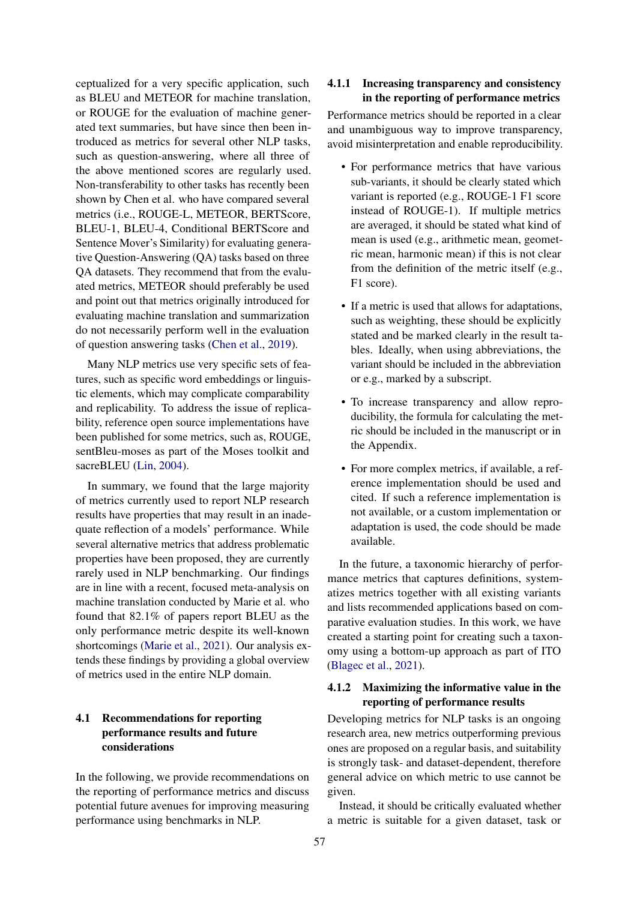ceptualized for a very specific application, such as BLEU and METEOR for machine translation, or ROUGE for the evaluation of machine generated text summaries, but have since then been introduced as metrics for several other NLP tasks, such as question-answering, where all three of the above mentioned scores are regularly used. Non-transferability to other tasks has recently been shown by Chen et al. who have compared several metrics (i.e., ROUGE-L, METEOR, BERTScore, BLEU-1, BLEU-4, Conditional BERTScore and Sentence Mover's Similarity) for evaluating generative Question-Answering (QA) tasks based on three QA datasets. They recommend that from the evaluated metrics, METEOR should preferably be used and point out that metrics originally introduced for evaluating machine translation and summarization do not necessarily perform well in the evaluation of question answering tasks (Chen et al., 2019).

Many NLP metrics use very specific sets of features, such as specific word embeddings or linguistic elements, which may complicate comparability and replicability. To address the issue of replicability, reference open source implementations have been published for some metrics, such as, ROUGE, sentBleu-moses as part of the Moses toolkit and sacreBLEU (Lin, 2004).

In summary, we found that the large majority of metrics currently used to report NLP research results have properties that may result in an inadequate reflection of a models' performance. While several alternative metrics that address problematic properties have been proposed, they are currently rarely used in NLP benchmarking. Our findings are in line with a recent, focused meta-analysis on machine translation conducted by Marie et al. who found that 82.1% of papers report BLEU as the only performance metric despite its well-known shortcomings (Marie et al., 2021). Our analysis extends these findings by providing a global overview of metrics used in the entire NLP domain.

## 4.1 Recommendations for reporting performance results and future considerations

In the following, we provide recommendations on the reporting of performance metrics and discuss potential future avenues for improving measuring performance using benchmarks in NLP.

### 4.1.1 Increasing transparency and consistency in the reporting of performance metrics

Performance metrics should be reported in a clear and unambiguous way to improve transparency, avoid misinterpretation and enable reproducibility.

- For performance metrics that have various sub-variants, it should be clearly stated which variant is reported (e.g., ROUGE-1 F1 score instead of ROUGE-1). If multiple metrics are averaged, it should be stated what kind of mean is used (e.g., arithmetic mean, geometric mean, harmonic mean) if this is not clear from the definition of the metric itself (e.g., F1 score).

- If a metric is used that allows for adaptations, such as weighting, these should be explicitly stated and be marked clearly in the result tables. Ideally, when using abbreviations, the variant should be included in the abbreviation or e.g., marked by a subscript.

- To increase transparency and allow reproducibility, the formula for calculating the metric should be included in the manuscript or in the Appendix.

- For more complex metrics, if available, a reference implementation should be used and cited. If such a reference implementation is not available, or a custom implementation or adaptation is used, the code should be made available.

In the future, a taxonomic hierarchy of performance metrics that captures definitions, systematizes metrics together with all existing variants and lists recommended applications based on comparative evaluation studies. In this work, we have created a starting point for creating such a taxonomy using a bottom-up approach as part of ITO (Blagec et al., 2021).

### 4.1.2 Maximizing the informative value in the reporting of performance results

Developing metrics for NLP tasks is an ongoing research area, new metrics outperforming previous ones are proposed on a regular basis, and suitability is strongly task- and dataset-dependent, therefore general advice on which metric to use cannot be given.

Instead, it should be critically evaluated whether a metric is suitable for a given dataset, task or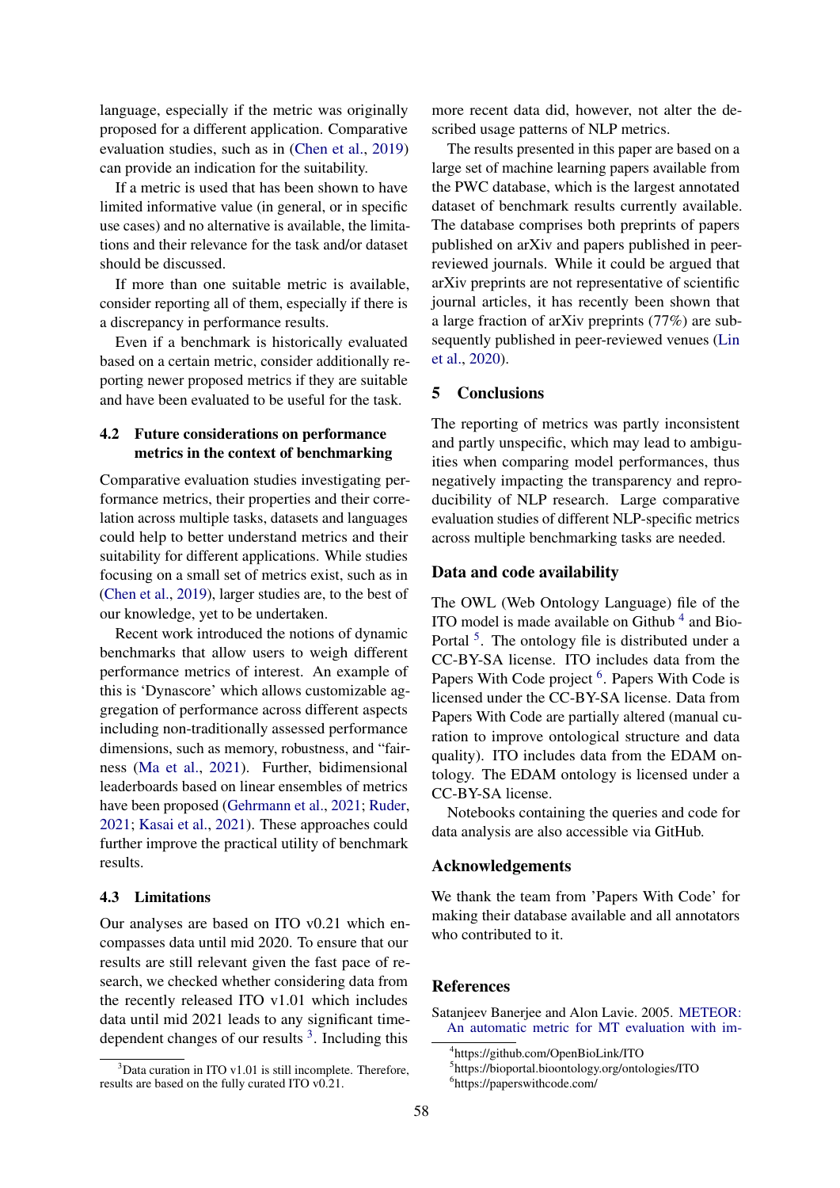language, especially if the metric was originally proposed for a different application. Comparative evaluation studies, such as in (Chen et al., 2019) can provide an indication for the suitability.

If a metric is used that has been shown to have limited informative value (in general, or in specific use cases) and no alternative is available, the limitations and their relevance for the task and/or dataset should be discussed.

If more than one suitable metric is available, consider reporting all of them, especially if there is a discrepancy in performance results.

Even if a benchmark is historically evaluated based on a certain metric, consider additionally reporting newer proposed metrics if they are suitable and have been evaluated to be useful for the task.

### 4.2 Future considerations on performance metrics in the context of benchmarking

Comparative evaluation studies investigating performance metrics, their properties and their correlation across multiple tasks, datasets and languages could help to better understand metrics and their suitability for different applications. While studies focusing on a small set of metrics exist, such as in (Chen et al., 2019), larger studies are, to the best of our knowledge, yet to be undertaken.

Recent work introduced the notions of dynamic benchmarks that allow users to weigh different performance metrics of interest. An example of this is 'Dynascore' which allows customizable aggregation of performance across different aspects including non-traditionally assessed performance dimensions, such as memory, robustness, and "fairness (Ma et al., 2021). Further, bidimensional leaderboards based on linear ensembles of metrics have been proposed (Gehrmann et al., 2021; Ruder, 2021; Kasai et al., 2021). These approaches could further improve the practical utility of benchmark results.

### 4.3 Limitations

Our analyses are based on ITO v0.21 which encompasses data until mid 2020. To ensure that our results are still relevant given the fast pace of research, we checked whether considering data from the recently released ITO v1.01 which includes data until mid 2021 leads to any significant time-dependent changes of our results [3]. Including this more recent data did, however, not alter the described usage patterns of NLP metrics.

The results presented in this paper are based on a large set of machine learning papers available from the PWC database, which is the largest annotated dataset of benchmark results currently available. The database comprises both preprints of papers published on arXiv and papers published in peer-reviewed journals. While it could be argued that arXiv preprints are not representative of scientific journal articles, it has recently been shown that a large fraction of arXiv preprints (77%) are subsequently published in peer-reviewed venues (Lin et al., 2020).

## 5 Conclusions

The reporting of metrics was partly inconsistent and partly unspecific, which may lead to ambiguities when comparing model performances, thus negatively impacting the transparency and reproducibility of NLP research. Large comparative evaluation studies of different NLP-specific metrics across multiple benchmarking tasks are needed.

## Data and code availability

The OWL (Web Ontology Language) file of the ITO model is made available on Github [4] and BioPortal [5]. The ontology file is distributed under a CC-BY-SA license. ITO includes data from the Papers With Code project [6]. Papers With Code is licensed under the CC-BY-SA license. Data from Papers With Code are partially altered (manual curation to improve ontological structure and data quality). ITO includes data from the EDAM ontology. The EDAM ontology is licensed under a CC-BY-SA license.

Notebooks containing the queries and code for data analysis are also accessible via GitHub.

## Acknowledgements

We thank the team from 'Papers With Code' for making their database available and all annotators who contributed to it.

## References

Satanjeev Banerjee and Alon Lavie. 2005. METEOR: An automatic metric for MT evaluation with im-

---

[3] Data curation in ITO v1.01 is still incomplete. Therefore, results are based on the fully curated ITO v0.21.

[4] https://github.com/OpenBioLink/ITO

[5] https://bioportal.bioontology.org/ontologies/ITO

[6] https://paperswithcode.com/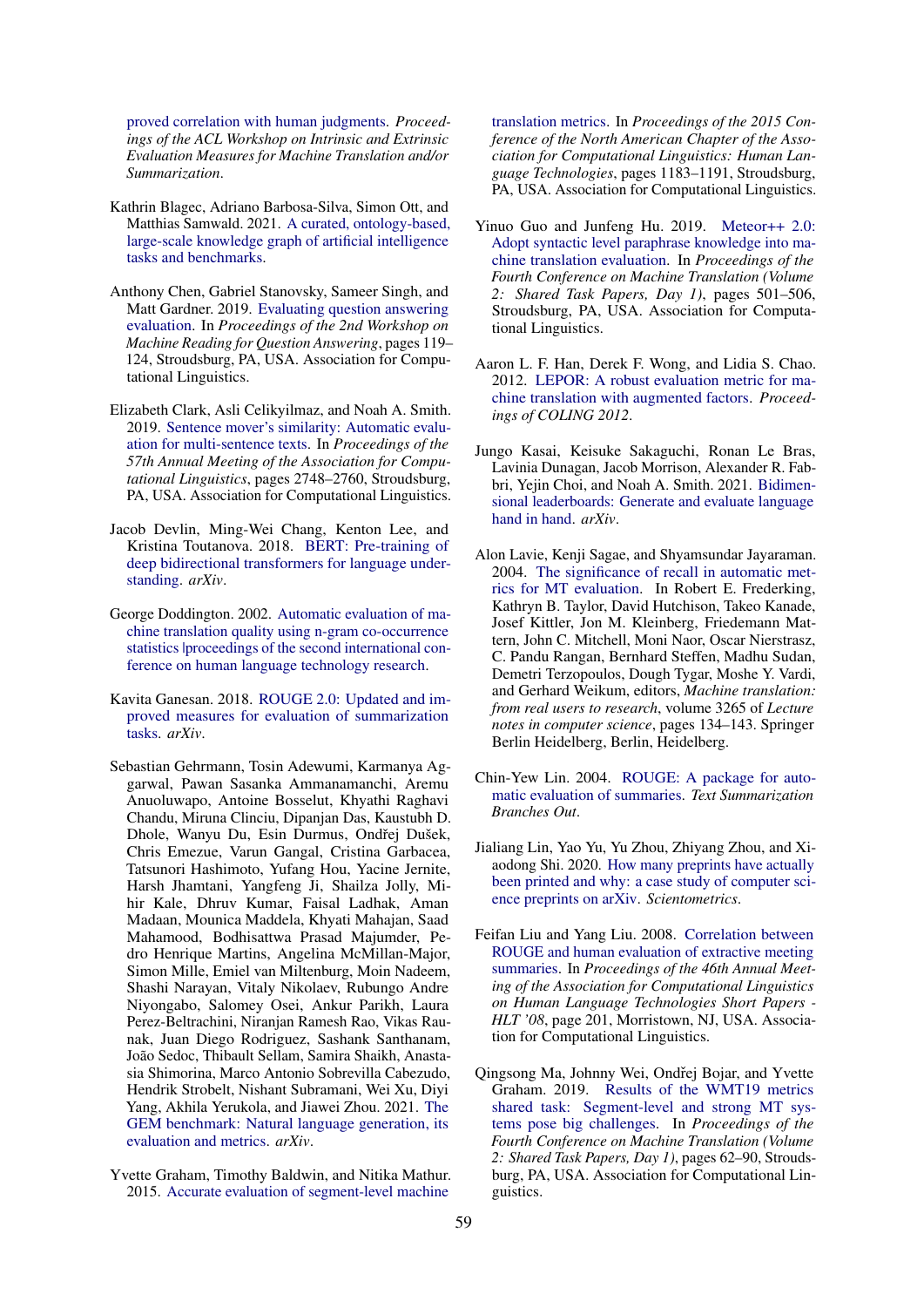proved correlation with human judgments. *Proceedings of the ACL Workshop on Intrinsic and Extrinsic Evaluation Measures for Machine Translation and/or Summarization*.

Kathrin Blagec, Adriano Barbosa-Silva, Simon Ott, and Matthias Samwald. 2021. A curated, ontology-based, large-scale knowledge graph of artificial intelligence tasks and benchmarks.

Anthony Chen, Gabriel Stanovsky, Sameer Singh, and Matt Gardner. 2019. Evaluating question answering evaluation. In *Proceedings of the 2nd Workshop on Machine Reading for Question Answering*, pages 119–124, Stroudsburg, PA, USA. Association for Computational Linguistics.

Elizabeth Clark, Asli Celikyilmaz, and Noah A. Smith. 2019. Sentence mover's similarity: Automatic evaluation for multi-sentence texts. In *Proceedings of the 57th Annual Meeting of the Association for Computational Linguistics*, pages 2748–2760, Stroudsburg, PA, USA. Association for Computational Linguistics.

Jacob Devlin, Ming-Wei Chang, Kenton Lee, and Kristina Toutanova. 2018. BERT: Pre-training of deep bidirectional transformers for language understanding. *arXiv*.

George Doddington. 2002. Automatic evaluation of machine translation quality using n-gram co-occurrence statistics |proceedings of the second international conference on human language technology research.

Kavita Ganesan. 2018. ROUGE 2.0: Updated and improved measures for evaluation of summarization tasks. *arXiv*.

Sebastian Gehrmann, Tosin Adewumi, Karmanya Aggarwal, Pawan Sasanka Ammanamanchi, Aremu Anuoluwapo, Antoine Bosselut, Khyathi Raghavi Chandu, Miruna Clinciu, Dipanjan Das, Kaustubh D. Dhole, Wanyu Du, Esin Durmus, Ondřej Dušek, Chris Emezue, Varun Gangal, Cristina Garbacea, Tatsunori Hashimoto, Yufang Hou, Yacine Jernite, Harsh Jhamtani, Yangfeng Ji, Shailza Jolly, Mihir Kale, Dhruv Kumar, Faisal Ladhak, Aman Madaan, Mounica Maddela, Khyati Mahajan, Saad Mahamood, Bodhisattwa Prasad Majumder, Pedro Henrique Martins, Angelina McMillan-Major, Simon Mille, Emiel van Miltenburg, Moin Nadeem, Shashi Narayan, Vitaly Nikolaev, Rubungo Andre Niyongabo, Salomey Osei, Ankur Parikh, Laura Perez-Beltrachini, Niranjan Ramesh Rao, Vikas Raunak, Juan Diego Rodriguez, Sashank Santhanam, João Sedoc, Thibault Sellam, Samira Shaikh, Anastasia Shimorina, Marco Antonio Sobrevilla Cabezudo, Hendrik Strobelt, Nishant Subramani, Wei Xu, Diyi Yang, Akhila Yerukola, and Jiawei Zhou. 2021. The GEM benchmark: Natural language generation, its evaluation and metrics. *arXiv*.

Yvette Graham, Timothy Baldwin, and Nitika Mathur. 2015. Accurate evaluation of segment-level machine translation metrics. In *Proceedings of the 2015 Conference of the North American Chapter of the Association for Computational Linguistics: Human Language Technologies*, pages 1183–1191, Stroudsburg, PA, USA. Association for Computational Linguistics.

Yinuo Guo and Junfeng Hu. 2019. Meteor++ 2.0: Adopt syntactic level paraphrase knowledge into machine translation evaluation. In *Proceedings of the Fourth Conference on Machine Translation (Volume 2: Shared Task Papers, Day 1)*, pages 501–506, Stroudsburg, PA, USA. Association for Computational Linguistics.

Aaron L. F. Han, Derek F. Wong, and Lidia S. Chao. 2012. LEPOR: A robust evaluation metric for machine translation with augmented factors. *Proceedings of COLING 2012*.

Jungo Kasai, Keisuke Sakaguchi, Ronan Le Bras, Lavinia Dunagan, Jacob Morrison, Alexander R. Fabbri, Yejin Choi, and Noah A. Smith. 2021. Bidimensional leaderboards: Generate and evaluate language hand in hand. *arXiv*.

Alon Lavie, Kenji Sagae, and Shyamsundar Jayaraman. 2004. The significance of recall in automatic metrics for MT evaluation. In Robert E. Frederking, Kathryn B. Taylor, David Hutchison, Takeo Kanade, Josef Kittler, Jon M. Kleinberg, Friedemann Mattern, John C. Mitchell, Moni Naor, Oscar Nierstrasz, C. Pandu Rangan, Bernhard Steffen, Madhu Sudan, Demetri Terzopoulos, Dough Tygar, Moshe Y. Vardi, and Gerhard Weikum, editors, *Machine translation: from real users to research*, volume 3265 of *Lecture notes in computer science*, pages 134–143. Springer Berlin Heidelberg, Berlin, Heidelberg.

Chin-Yew Lin. 2004. ROUGE: A package for automatic evaluation of summaries. *Text Summarization Branches Out*.

Jialiang Lin, Yao Yu, Yu Zhou, Zhiyang Zhou, and Xiaodong Shi. 2020. How many preprints have actually been printed and why: a case study of computer science preprints on arXiv. *Scientometrics*.

Feifan Liu and Yang Liu. 2008. Correlation between ROUGE and human evaluation of extractive meeting summaries. In *Proceedings of the 46th Annual Meeting of the Association for Computational Linguistics on Human Language Technologies Short Papers - HLT '08*, page 201, Morristown, NJ, USA. Association for Computational Linguistics.

Qingsong Ma, Johnny Wei, Ondřej Bojar, and Yvette Graham. 2019. Results of the WMT19 metrics shared task: Segment-level and strong MT systems pose big challenges. In *Proceedings of the Fourth Conference on Machine Translation (Volume 2: Shared Task Papers, Day 1)*, pages 62–90, Stroudsburg, PA, USA. Association for Computational Linguistics.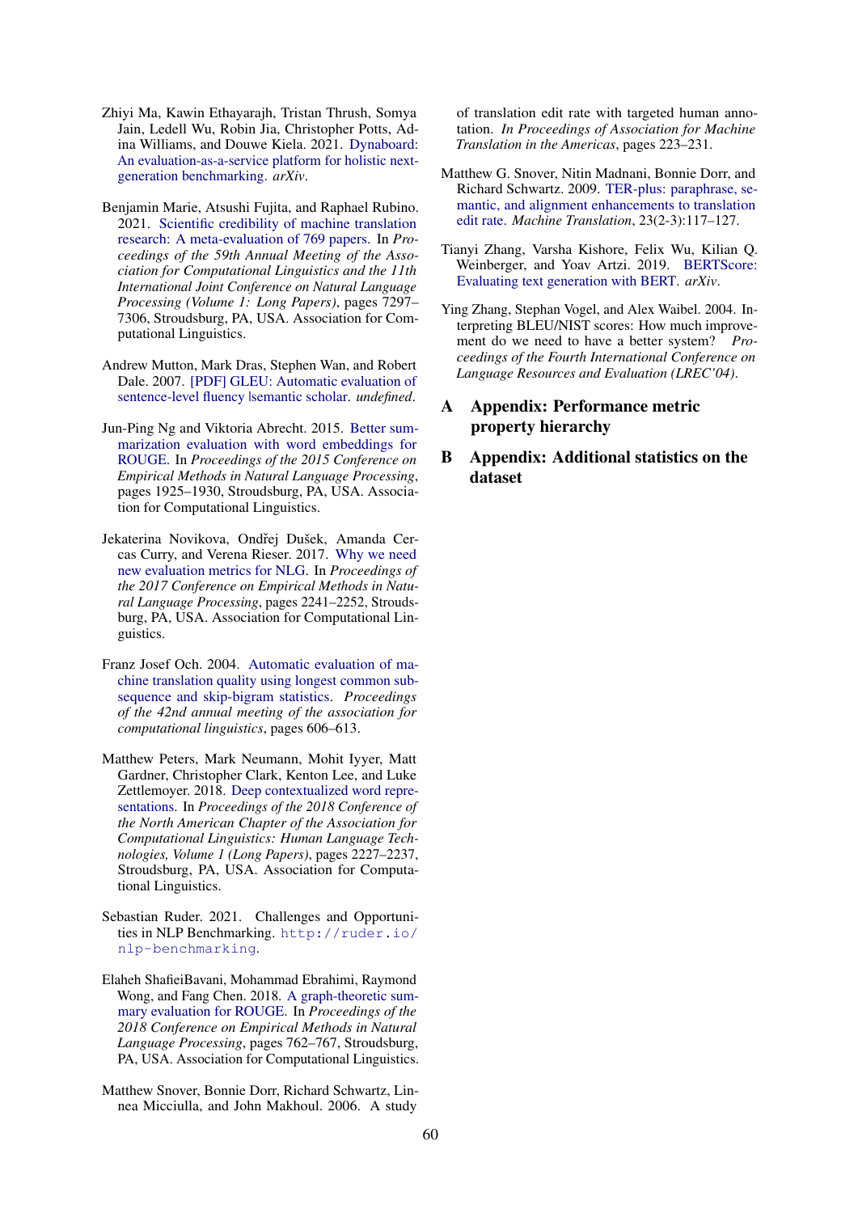Zhiyi Ma, Kawin Ethayarajh, Tristan Thrush, Somya Jain, Ledell Wu, Robin Jia, Christopher Potts, Adina Williams, and Douwe Kiela. 2021. Dynaboard: An evaluation-as-a-service platform for holistic next-generation benchmarking. *arXiv*.

Benjamin Marie, Atsushi Fujita, and Raphael Rubino. 2021. Scientific credibility of machine translation research: A meta-evaluation of 769 papers. In *Proceedings of the 59th Annual Meeting of the Association for Computational Linguistics and the 11th International Joint Conference on Natural Language Processing (Volume 1: Long Papers)*, pages 7297–7306, Stroudsburg, PA, USA. Association for Computational Linguistics.

Andrew Mutton, Mark Dras, Stephen Wan, and Robert Dale. 2007. [PDF] GLEU: Automatic evaluation of sentence-level fluency |semantic scholar. *undefined*.

Jun-Ping Ng and Viktoria Abrecht. 2015. Better summarization evaluation with word embeddings for ROUGE. In *Proceedings of the 2015 Conference on Empirical Methods in Natural Language Processing*, pages 1925–1930, Stroudsburg, PA, USA. Association for Computational Linguistics.

Jekaterina Novikova, Ondřej Dušek, Amanda Cercas Curry, and Verena Rieser. 2017. Why we need new evaluation metrics for NLG. In *Proceedings of the 2017 Conference on Empirical Methods in Natural Language Processing*, pages 2241–2252, Stroudsburg, PA, USA. Association for Computational Linguistics.

Franz Josef Och. 2004. Automatic evaluation of machine translation quality using longest common subsequence and skip-bigram statistics. *Proceedings of the 42nd annual meeting of the association for computational linguistics*, pages 606–613.

Matthew Peters, Mark Neumann, Mohit Iyyer, Matt Gardner, Christopher Clark, Kenton Lee, and Luke Zettlemoyer. 2018. Deep contextualized word representations. In *Proceedings of the 2018 Conference of the North American Chapter of the Association for Computational Linguistics: Human Language Technologies, Volume 1 (Long Papers)*, pages 2227–2237, Stroudsburg, PA, USA. Association for Computational Linguistics.

Sebastian Ruder. 2021. Challenges and Opportunities in NLP Benchmarking. http://ruder.io/nlp-benchmarking.

Elaheh ShafieiBavani, Mohammad Ebrahimi, Raymond Wong, and Fang Chen. 2018. A graph-theoretic summary evaluation for ROUGE. In *Proceedings of the 2018 Conference on Empirical Methods in Natural Language Processing*, pages 762–767, Stroudsburg, PA, USA. Association for Computational Linguistics.

Matthew Snover, Bonnie Dorr, Richard Schwartz, Linnea Micciulla, and John Makhoul. 2006. A study of translation edit rate with targeted human annotation. *In Proceedings of Association for Machine Translation in the Americas*, pages 223–231.

Matthew G. Snover, Nitin Madnani, Bonnie Dorr, and Richard Schwartz. 2009. TER-plus: paraphrase, semantic, and alignment enhancements to translation edit rate. *Machine Translation*, 23(2-3):117–127.

Tianyi Zhang, Varsha Kishore, Felix Wu, Kilian Q. Weinberger, and Yoav Artzi. 2019. BERTScore: Evaluating text generation with BERT. *arXiv*.

Ying Zhang, Stephan Vogel, and Alex Waibel. 2004. Interpreting BLEU/NIST scores: How much improvement do we need to have a better system? *Proceedings of the Fourth International Conference on Language Resources and Evaluation (LREC'04)*.

# A Appendix: Performance metric property hierarchy

# B Appendix: Additional statistics on the dataset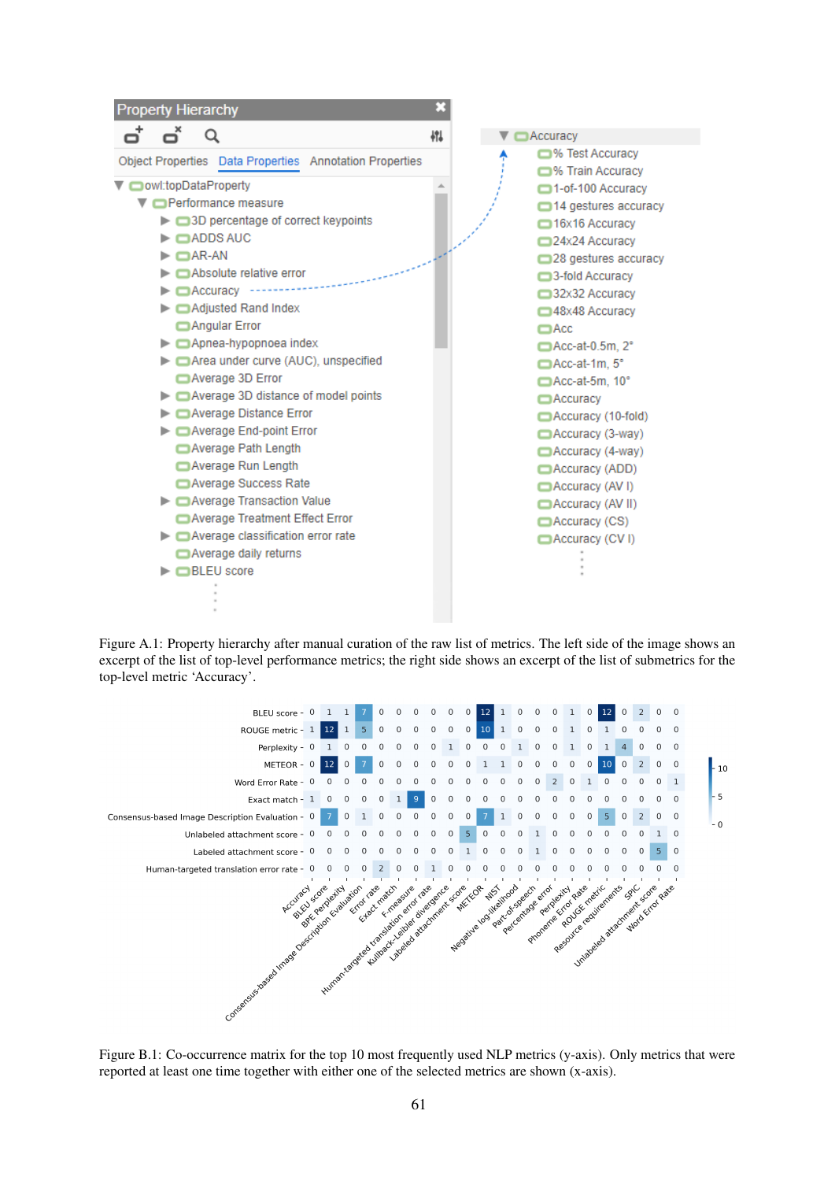Property Hierarchy

Object Properties | Data Properties | Annotation Properties

owl:topDataProperty
Performance measure
3D percentage of correct keypoints
ADDS AUC
AR-AN
Absolute relative error
Accuracy
Adjusted Rand Index
Angular Error
Apnea-hypopnoea index
Area under curve (AUC), unspecified
Average 3D Error
Average 3D distance of model points
Average Distance Error
Average End-point Error
Average Path Length
Average Run Length
Average Success Rate
Average Transaction Value
Average Treatment Effect Error
Average classification error rate
Average daily returns
BLEU score

Accuracy
% Test Accuracy
% Train Accuracy
1-of-100 Accuracy
14 gestures accuracy
16x16 Accuracy
24x24 Accuracy
28 gestures accuracy
3-fold Accuracy
32x32 Accuracy
48x48 Accuracy
Acc
Acc-at-0.5m, 2°
Acc-at-1m, 5°
Acc-at-5m, 10°
Accuracy
Accuracy (10-fold)
Accuracy (3-way)
Accuracy (4-way)
Accuracy (ADD)
Accuracy (AV I)
Accuracy (AV II)
Accuracy (CS)
Accuracy (CV I)

Figure A.1: Property hierarchy after manual curation of the raw list of metrics. The left side of the image shows an excerpt of the list of top-level performance metrics; the right side shows an excerpt of the list of submetrics for the top-level metric 'Accuracy'.

BLEU score - 0 1 1 7 0 0 0 0 0 0 12 1 0 0 0 1 0 12 0 2 0 0
ROUGE metric - 1 12 1 5 0 0 0 0 0 0 10 1 0 0 0 1 0 1 0 0 0 0
Perplexity - 0 1 0 0 0 0 0 0 1 0 0 0 1 0 0 1 0 1 4 0 0 0
METEOR - 0 12 0 7 0 0 0 0 0 0 1 1 0 0 0 0 0 10 0 2 0 0
Word Error Rate - 0 0 0 0 0 0 0 0 0 0 0 0 0 0 2 0 1 0 0 0 0 1
Exact match - 1 0 0 0 0 1 9 0 0 0 0 0 0 0 0 0 0 0 0 0 0 0
Consensus-based Image Description Evaluation - 0 7 0 1 0 0 0 0 0 0 7 1 0 0 0 0 0 5 0 2 0 0
Unlabeled attachment score - 0 0 0 0 0 0 0 0 0 5 0 0 0 1 0 0 0 0 0 0 1 0
Labeled attachment score - 0 0 0 0 0 0 0 0 0 1 0 0 0 1 0 0 0 0 0 0 5 0
Human-targeted translation error rate - 0 0 0 0 2 0 0 1 0 0 0 0 0 0 0 0 0 0 0 0 0 0

Accuracy
BLEU score
BPE Perplexity
Consensus-based Image Description Evaluation
Error rate
Exact match
F-measure
Human-targeted translation error rate
Kullback-Leibler divergence
Labeled attachment score
METEOR
NIST
Negative log-likelihood
Part-of-speech
Percentage error
Perplexity
Phoneme Error Rate
ROUGE metric
Resource requirements
SPIC
Unlabeled attachment score
Word Error Rate

10
5
0

Figure B.1: Co-occurrence matrix for the top 10 most frequently used NLP metrics (y-axis). Only metrics that were reported at least one time together with either one of the selected metrics are shown (x-axis).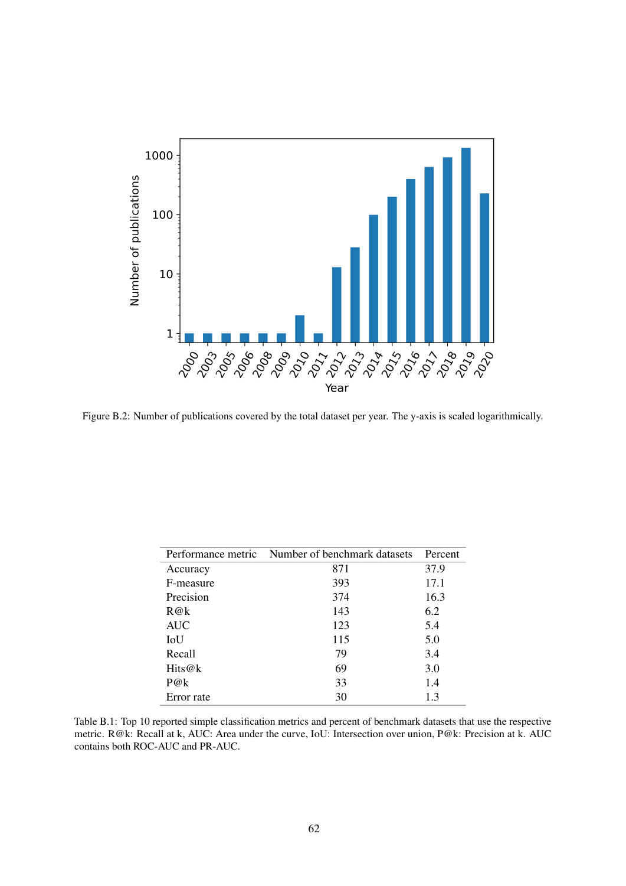Number of publications

1000

100

10

1

2000 2003 2005 2006 2008 2009 2010 2011 2012 2013 2014 2015 2016 2017 2018 2019 2020

Year

Figure B.2: Number of publications covered by the total dataset per year. The y-axis is scaled logarithmically.

| Performance metric | Number of benchmark datasets | Percent |
|---|---|---|
| Accuracy | 871 | 37.9 |
| F-measure | 393 | 17.1 |
| Precision | 374 | 16.3 |
| R@k | 143 | 6.2 |
| AUC | 123 | 5.4 |
| IoU | 115 | 5.0 |
| Recall | 79 | 3.4 |
| Hits@k | 69 | 3.0 |
| P@k | 33 | 1.4 |
| Error rate | 30 | 1.3 |

Table B.1: Top 10 reported simple classification metrics and percent of benchmark datasets that use the respective metric. R@k: Recall at k, AUC: Area under the curve, IoU: Intersection over union, P@k: Precision at k. AUC contains both ROC-AUC and PR-AUC.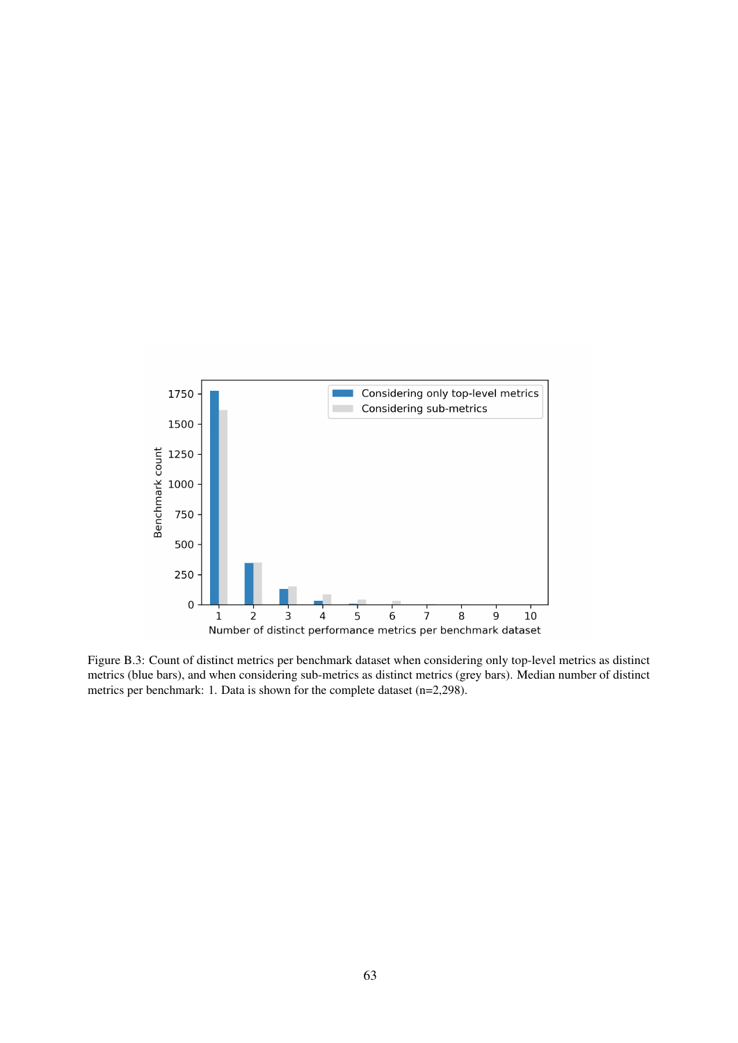1750
1500
1250
1000
750
500
250
0

Benchmark count

1 2 3 4 5 6 7 8 9 10

Number of distinct performance metrics per benchmark dataset

Considering only top-level metrics
Considering sub-metrics

Figure B.3: Count of distinct metrics per benchmark dataset when considering only top-level metrics as distinct metrics (blue bars), and when considering sub-metrics as distinct metrics (grey bars). Median number of distinct metrics per benchmark: 1. Data is shown for the complete dataset (n=2,298).